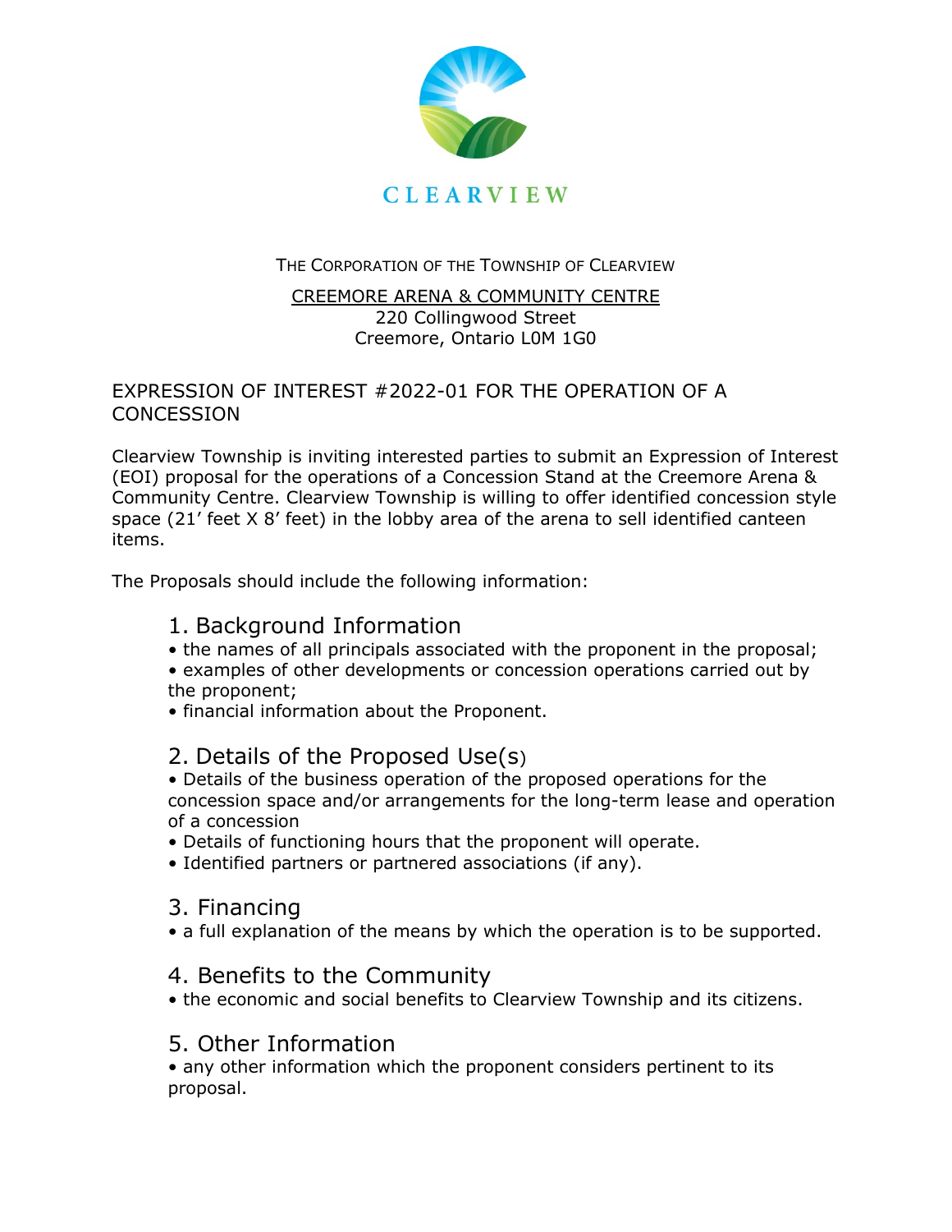CLEARVIEW

THE CORPORATION OF THE TOWNSHIP OF CLEARVIEW

CREEMORE ARENA & COMMUNITY CENTRE
220 Collingwood Street
Creemore, Ontario L0M 1G0

# EXPRESSION OF INTEREST #2022-01 FOR THE OPERATION OF A CONCESSION

Clearview Township is inviting interested parties to submit an Expression of Interest (EOI) proposal for the operations of a Concession Stand at the Creemore Arena & Community Centre. Clearview Township is willing to offer identified concession style space (21' feet X 8' feet) in the lobby area of the arena to sell identified canteen items.

The Proposals should include the following information:

## 1. Background Information

- the names of all principals associated with the proponent in the proposal;
- examples of other developments or concession operations carried out by the proponent;
- financial information about the Proponent.

## 2. Details of the Proposed Use(s)

- Details of the business operation of the proposed operations for the concession space and/or arrangements for the long-term lease and operation of a concession
- Details of functioning hours that the proponent will operate.
- Identified partners or partnered associations (if any).

## 3. Financing

- a full explanation of the means by which the operation is to be supported.

## 4. Benefits to the Community

- the economic and social benefits to Clearview Township and its citizens.

## 5. Other Information

- any other information which the proponent considers pertinent to its proposal.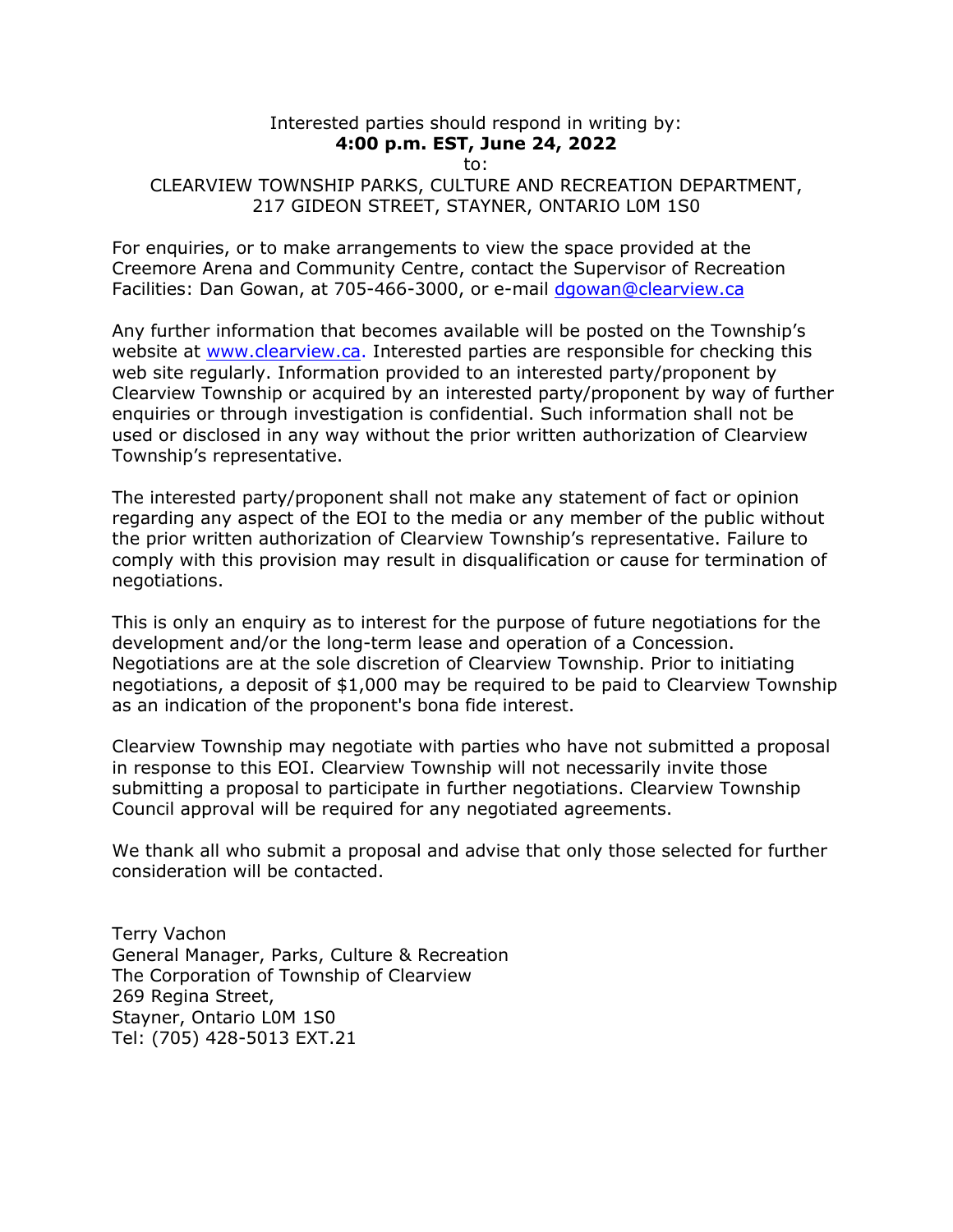Interested parties should respond in writing by:
**4:00 p.m. EST, June 24, 2022**
to:
CLEARVIEW TOWNSHIP PARKS, CULTURE AND RECREATION DEPARTMENT,
217 GIDEON STREET, STAYNER, ONTARIO L0M 1S0

For enquiries, or to make arrangements to view the space provided at the Creemore Arena and Community Centre, contact the Supervisor of Recreation Facilities: Dan Gowan, at 705-466-3000, or e-mail dgowan@clearview.ca

Any further information that becomes available will be posted on the Township's website at www.clearview.ca. Interested parties are responsible for checking this web site regularly. Information provided to an interested party/proponent by Clearview Township or acquired by an interested party/proponent by way of further enquiries or through investigation is confidential. Such information shall not be used or disclosed in any way without the prior written authorization of Clearview Township's representative.

The interested party/proponent shall not make any statement of fact or opinion regarding any aspect of the EOI to the media or any member of the public without the prior written authorization of Clearview Township's representative. Failure to comply with this provision may result in disqualification or cause for termination of negotiations.

This is only an enquiry as to interest for the purpose of future negotiations for the development and/or the long-term lease and operation of a Concession. Negotiations are at the sole discretion of Clearview Township. Prior to initiating negotiations, a deposit of $1,000 may be required to be paid to Clearview Township as an indication of the proponent's bona fide interest.

Clearview Township may negotiate with parties who have not submitted a proposal in response to this EOI. Clearview Township will not necessarily invite those submitting a proposal to participate in further negotiations. Clearview Township Council approval will be required for any negotiated agreements.

We thank all who submit a proposal and advise that only those selected for further consideration will be contacted.

Terry Vachon
General Manager, Parks, Culture & Recreation
The Corporation of Township of Clearview
269 Regina Street,
Stayner, Ontario L0M 1S0
Tel: (705) 428-5013 EXT.21